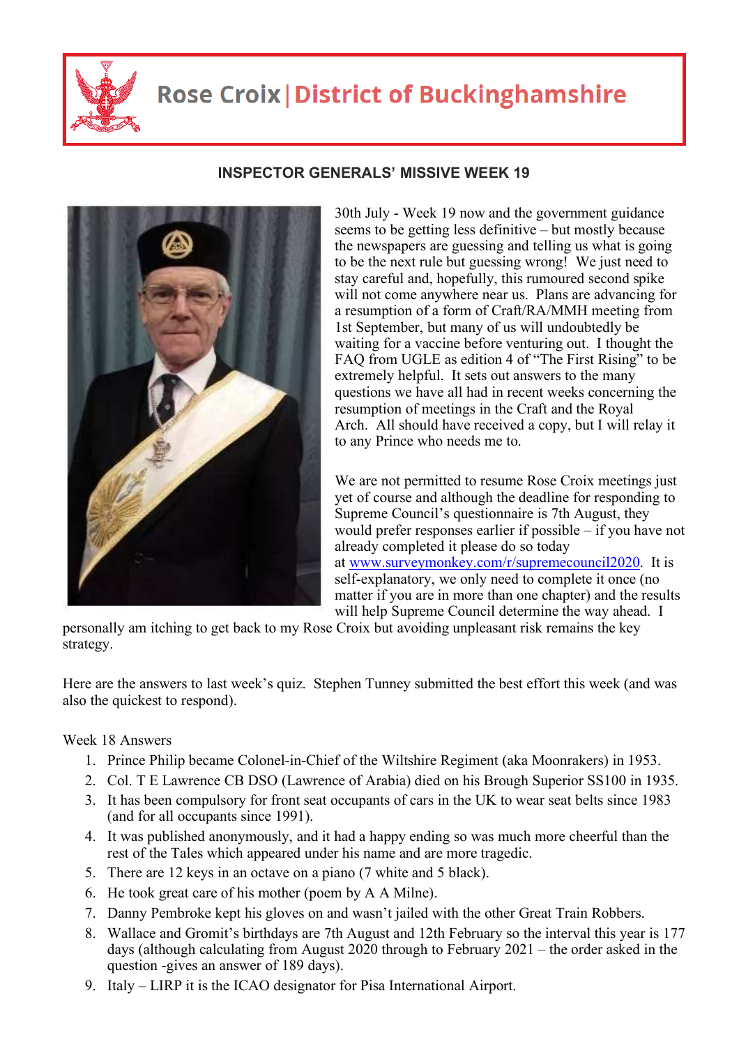# Rose Croix | District of Buckinghamshire

## INSPECTOR GENERALS' MISSIVE WEEK 19

30th July - Week 19 now and the government guidance seems to be getting less definitive – but mostly because the newspapers are guessing and telling us what is going to be the next rule but guessing wrong! We just need to stay careful and, hopefully, this rumoured second spike will not come anywhere near us. Plans are advancing for a resumption of a form of Craft/RA/MMH meeting from 1st September, but many of us will undoubtedly be waiting for a vaccine before venturing out. I thought the FAQ from UGLE as edition 4 of "The First Rising" to be extremely helpful. It sets out answers to the many questions we have all had in recent weeks concerning the resumption of meetings in the Craft and the Royal Arch. All should have received a copy, but I will relay it to any Prince who needs me to.

We are not permitted to resume Rose Croix meetings just yet of course and although the deadline for responding to Supreme Council's questionnaire is 7th August, they would prefer responses earlier if possible – if you have not already completed it please do so today at www.surveymonkey.com/r/supremecouncil2020. It is self-explanatory, we only need to complete it once (no matter if you are in more than one chapter) and the results will help Supreme Council determine the way ahead. I personally am itching to get back to my Rose Croix but avoiding unpleasant risk remains the key strategy.

Here are the answers to last week's quiz. Stephen Tunney submitted the best effort this week (and was also the quickest to respond).

Week 18 Answers

1. Prince Philip became Colonel-in-Chief of the Wiltshire Regiment (aka Moonrakers) in 1953.
2. Col. T E Lawrence CB DSO (Lawrence of Arabia) died on his Brough Superior SS100 in 1935.
3. It has been compulsory for front seat occupants of cars in the UK to wear seat belts since 1983 (and for all occupants since 1991).
4. It was published anonymously, and it had a happy ending so was much more cheerful than the rest of the Tales which appeared under his name and are more tragedic.
5. There are 12 keys in an octave on a piano (7 white and 5 black).
6. He took great care of his mother (poem by A A Milne).
7. Danny Pembroke kept his gloves on and wasn't jailed with the other Great Train Robbers.
8. Wallace and Gromit's birthdays are 7th August and 12th February so the interval this year is 177 days (although calculating from August 2020 through to February 2021 – the order asked in the question -gives an answer of 189 days).
9. Italy – LIRP it is the ICAO designator for Pisa International Airport.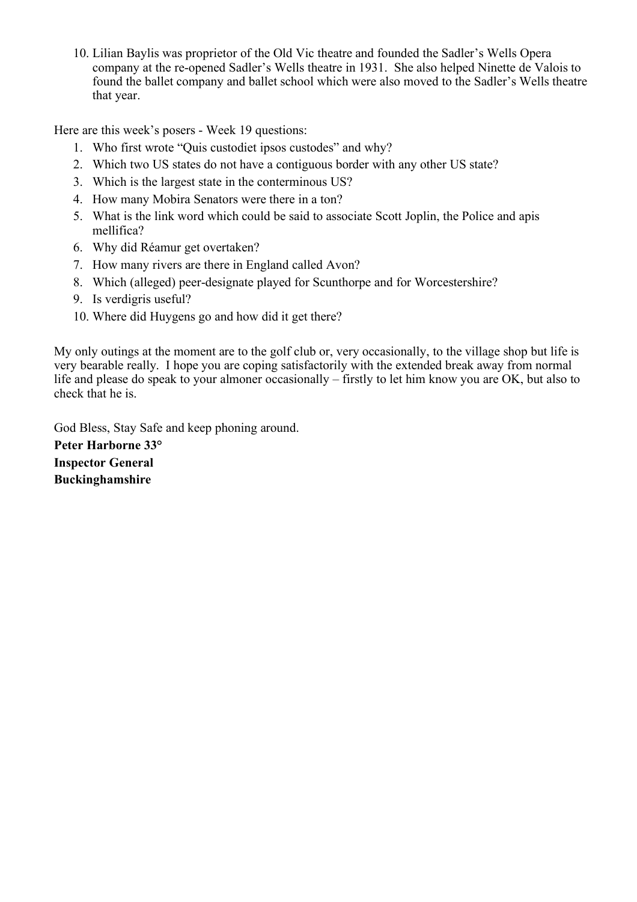10. Lilian Baylis was proprietor of the Old Vic theatre and founded the Sadler's Wells Opera company at the re-opened Sadler's Wells theatre in 1931. She also helped Ninette de Valois to found the ballet company and ballet school which were also moved to the Sadler's Wells theatre that year.

Here are this week's posers - Week 19 questions:

1. Who first wrote "Quis custodiet ipsos custodes" and why?
2. Which two US states do not have a contiguous border with any other US state?
3. Which is the largest state in the conterminous US?
4. How many Mobira Senators were there in a ton?
5. What is the link word which could be said to associate Scott Joplin, the Police and apis mellifica?
6. Why did Réamur get overtaken?
7. How many rivers are there in England called Avon?
8. Which (alleged) peer-designate played for Scunthorpe and for Worcestershire?
9. Is verdigris useful?
10. Where did Huygens go and how did it get there?

My only outings at the moment are to the golf club or, very occasionally, to the village shop but life is very bearable really. I hope you are coping satisfactorily with the extended break away from normal life and please do speak to your almoner occasionally – firstly to let him know you are OK, but also to check that he is.

God Bless, Stay Safe and keep phoning around.

**Peter Harborne 33°**
**Inspector General**
**Buckinghamshire**